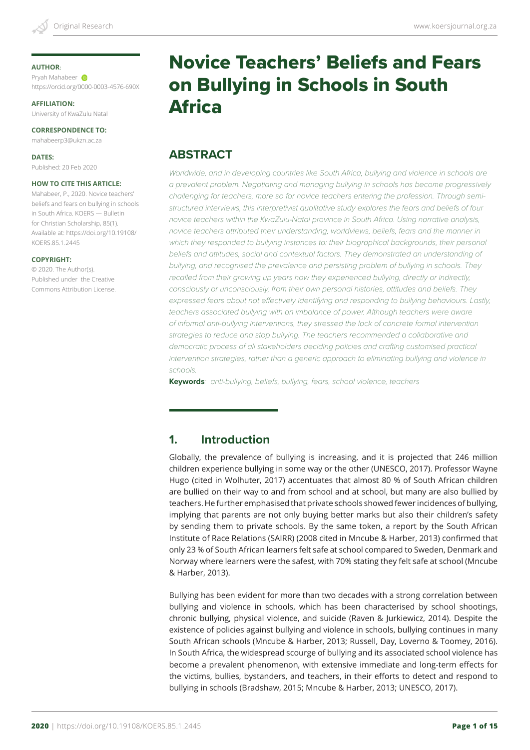**AUTHOR**:
Pryah Mahabeer
https://orcid.org/0000-0003-4576-690X

**AFFILIATION:**
University of KwaZulu Natal

**CORRESPONDENCE TO:**
mahabeerp3@ukzn.ac.za

**DATES:**
Published: 20 Feb 2020

**HOW TO CITE THIS ARTICLE:**
Mahabeer, P., 2020. Novice teachers' beliefs and fears on bullying in schools in South Africa. KOERS — Bulletin for Christian Scholarship, 85(1). Available at: https://doi.org/10.19108/KOERS.85.1.2445

**COPYRIGHT:**
© 2020. The Author(s). Published under the Creative Commons Attribution License.

# Novice Teachers' Beliefs and Fears on Bullying in Schools in South Africa

## ABSTRACT

*Worldwide, and in developing countries like South Africa, bullying and violence in schools are a prevalent problem. Negotiating and managing bullying in schools has become progressively challenging for teachers, more so for novice teachers entering the profession. Through semi-structured interviews, this interpretivist qualitative study explores the fears and beliefs of four novice teachers within the KwaZulu-Natal province in South Africa. Using narrative analysis, novice teachers attributed their understanding, worldviews, beliefs, fears and the manner in which they responded to bullying instances to: their biographical backgrounds, their personal beliefs and attitudes, social and contextual factors. They demonstrated an understanding of bullying, and recognised the prevalence and persisting problem of bullying in schools. They recalled from their growing up years how they experienced bullying, directly or indirectly, consciously or unconsciously, from their own personal histories, attitudes and beliefs. They expressed fears about not effectively identifying and responding to bullying behaviours. Lastly, teachers associated bullying with an imbalance of power. Although teachers were aware of informal anti-bullying interventions, they stressed the lack of concrete formal intervention strategies to reduce and stop bullying. The teachers recommended a collaborative and democratic process of all stakeholders deciding policies and crafting customised practical intervention strategies, rather than a generic approach to eliminating bullying and violence in schools.*

**Keywords**: *anti-bullying, beliefs, bullying, fears, school violence, teachers*

## 1. Introduction

Globally, the prevalence of bullying is increasing, and it is projected that 246 million children experience bullying in some way or the other (UNESCO, 2017). Professor Wayne Hugo (cited in Wolhuter, 2017) accentuates that almost 80 % of South African children are bullied on their way to and from school and at school, but many are also bullied by teachers. He further emphasised that private schools showed fewer incidences of bullying, implying that parents are not only buying better marks but also their children's safety by sending them to private schools. By the same token, a report by the South African Institute of Race Relations (SAIRR) (2008 cited in Mncube & Harber, 2013) confirmed that only 23 % of South African learners felt safe at school compared to Sweden, Denmark and Norway where learners were the safest, with 70% stating they felt safe at school (Mncube & Harber, 2013).

Bullying has been evident for more than two decades with a strong correlation between bullying and violence in schools, which has been characterised by school shootings, chronic bullying, physical violence, and suicide (Raven & Jurkiewicz, 2014). Despite the existence of policies against bullying and violence in schools, bullying continues in many South African schools (Mncube & Harber, 2013; Russell, Day, Loverno & Toomey, 2016). In South Africa, the widespread scourge of bullying and its associated school violence has become a prevalent phenomenon, with extensive immediate and long-term effects for the victims, bullies, bystanders, and teachers, in their efforts to detect and respond to bullying in schools (Bradshaw, 2015; Mncube & Harber, 2013; UNESCO, 2017).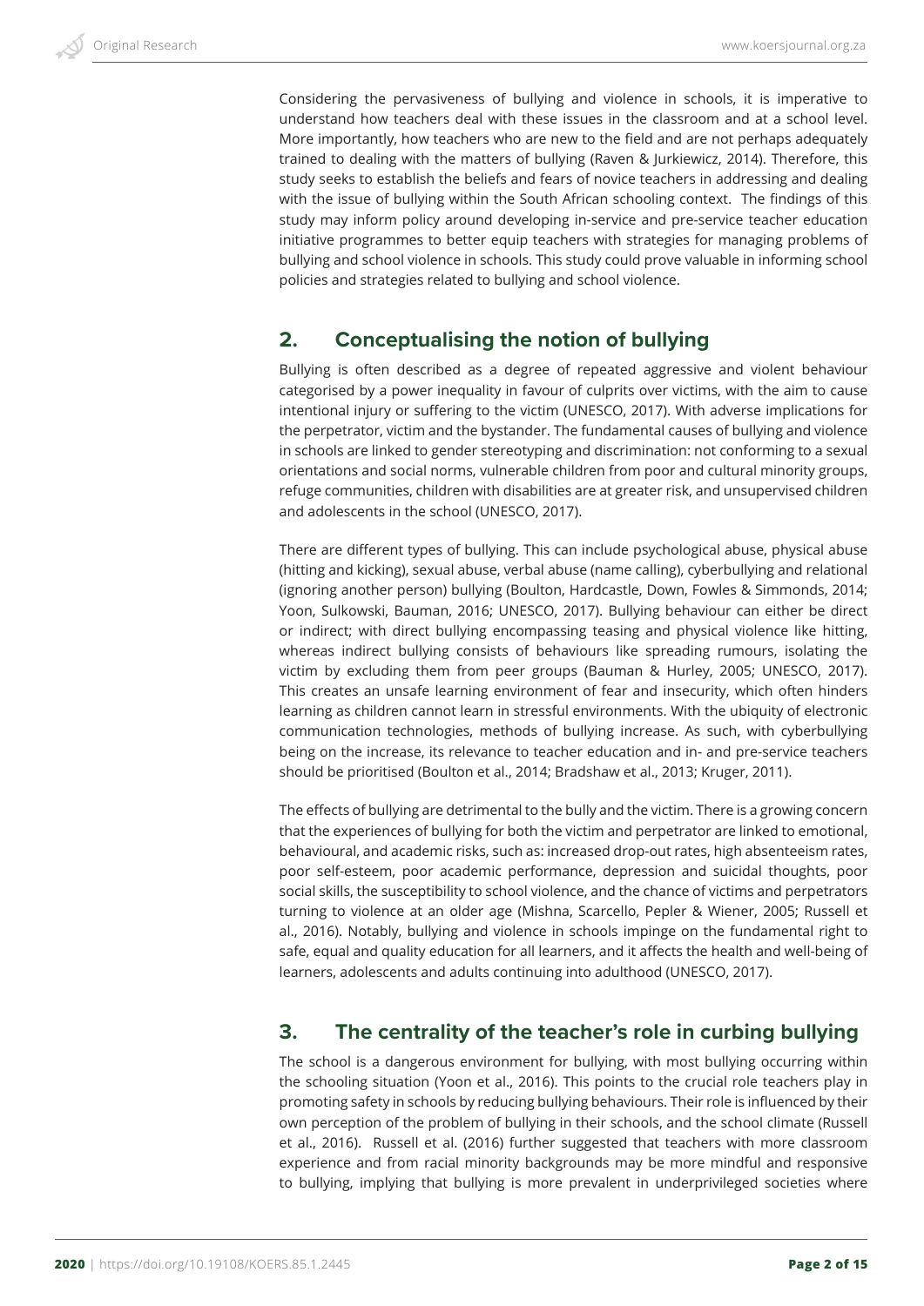Considering the pervasiveness of bullying and violence in schools, it is imperative to understand how teachers deal with these issues in the classroom and at a school level. More importantly, how teachers who are new to the field and are not perhaps adequately trained to dealing with the matters of bullying (Raven & Jurkiewicz, 2014). Therefore, this study seeks to establish the beliefs and fears of novice teachers in addressing and dealing with the issue of bullying within the South African schooling context. The findings of this study may inform policy around developing in-service and pre-service teacher education initiative programmes to better equip teachers with strategies for managing problems of bullying and school violence in schools. This study could prove valuable in informing school policies and strategies related to bullying and school violence.

## 2. Conceptualising the notion of bullying

Bullying is often described as a degree of repeated aggressive and violent behaviour categorised by a power inequality in favour of culprits over victims, with the aim to cause intentional injury or suffering to the victim (UNESCO, 2017). With adverse implications for the perpetrator, victim and the bystander. The fundamental causes of bullying and violence in schools are linked to gender stereotyping and discrimination: not conforming to a sexual orientations and social norms, vulnerable children from poor and cultural minority groups, refuge communities, children with disabilities are at greater risk, and unsupervised children and adolescents in the school (UNESCO, 2017).

There are different types of bullying. This can include psychological abuse, physical abuse (hitting and kicking), sexual abuse, verbal abuse (name calling), cyberbullying and relational (ignoring another person) bullying (Boulton, Hardcastle, Down, Fowles & Simmonds, 2014; Yoon, Sulkowski, Bauman, 2016; UNESCO, 2017). Bullying behaviour can either be direct or indirect; with direct bullying encompassing teasing and physical violence like hitting, whereas indirect bullying consists of behaviours like spreading rumours, isolating the victim by excluding them from peer groups (Bauman & Hurley, 2005; UNESCO, 2017). This creates an unsafe learning environment of fear and insecurity, which often hinders learning as children cannot learn in stressful environments. With the ubiquity of electronic communication technologies, methods of bullying increase. As such, with cyberbullying being on the increase, its relevance to teacher education and in- and pre-service teachers should be prioritised (Boulton et al., 2014; Bradshaw et al., 2013; Kruger, 2011).

The effects of bullying are detrimental to the bully and the victim. There is a growing concern that the experiences of bullying for both the victim and perpetrator are linked to emotional, behavioural, and academic risks, such as: increased drop-out rates, high absenteeism rates, poor self-esteem, poor academic performance, depression and suicidal thoughts, poor social skills, the susceptibility to school violence, and the chance of victims and perpetrators turning to violence at an older age (Mishna, Scarcello, Pepler & Wiener, 2005; Russell et al., 2016). Notably, bullying and violence in schools impinge on the fundamental right to safe, equal and quality education for all learners, and it affects the health and well-being of learners, adolescents and adults continuing into adulthood (UNESCO, 2017).

## 3. The centrality of the teacher's role in curbing bullying

The school is a dangerous environment for bullying, with most bullying occurring within the schooling situation (Yoon et al., 2016). This points to the crucial role teachers play in promoting safety in schools by reducing bullying behaviours. Their role is influenced by their own perception of the problem of bullying in their schools, and the school climate (Russell et al., 2016). Russell et al. (2016) further suggested that teachers with more classroom experience and from racial minority backgrounds may be more mindful and responsive to bullying, implying that bullying is more prevalent in underprivileged societies where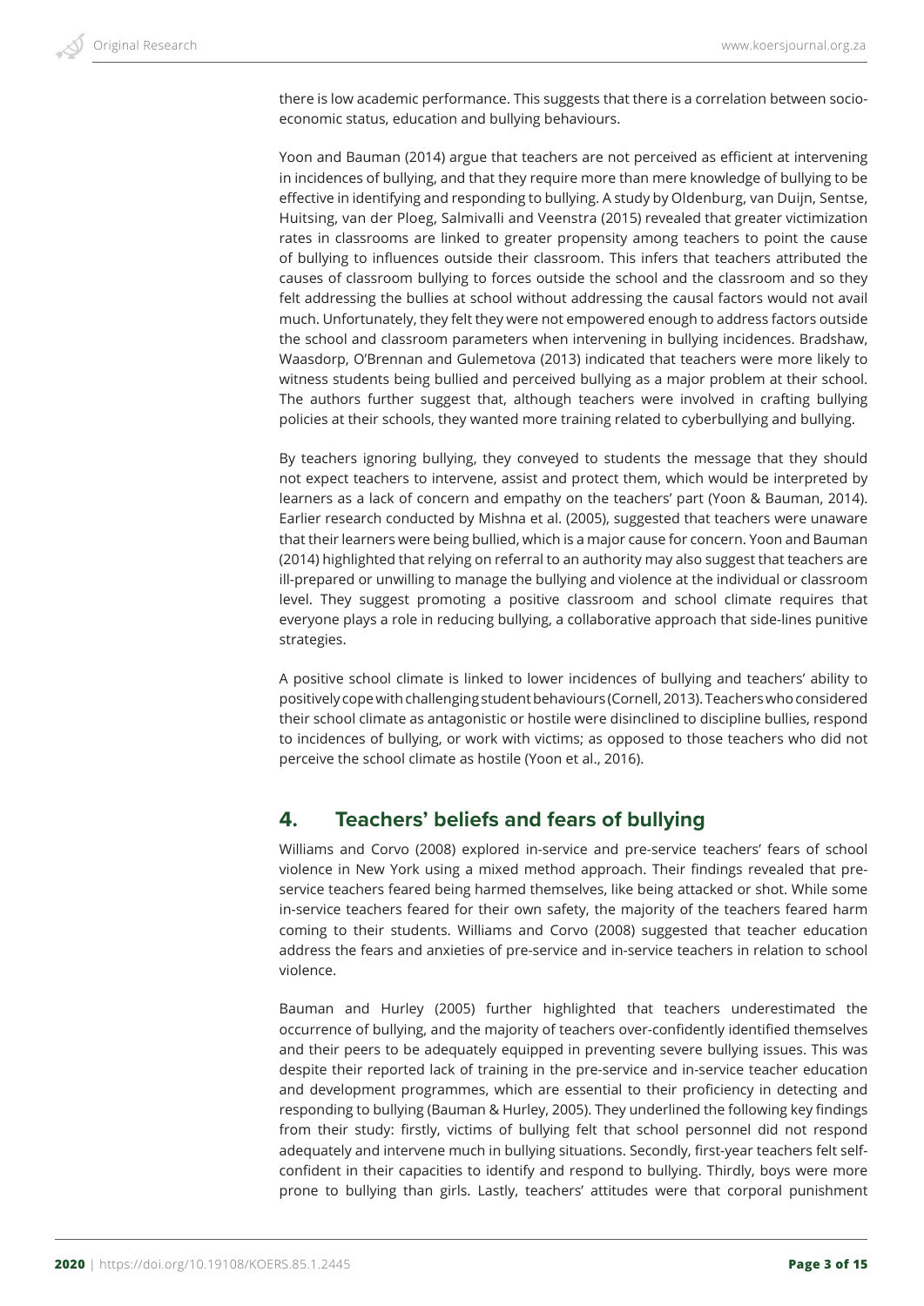there is low academic performance. This suggests that there is a correlation between socio-economic status, education and bullying behaviours.

Yoon and Bauman (2014) argue that teachers are not perceived as efficient at intervening in incidences of bullying, and that they require more than mere knowledge of bullying to be effective in identifying and responding to bullying. A study by Oldenburg, van Duijn, Sentse, Huitsing, van der Ploeg, Salmivalli and Veenstra (2015) revealed that greater victimization rates in classrooms are linked to greater propensity among teachers to point the cause of bullying to influences outside their classroom. This infers that teachers attributed the causes of classroom bullying to forces outside the school and the classroom and so they felt addressing the bullies at school without addressing the causal factors would not avail much. Unfortunately, they felt they were not empowered enough to address factors outside the school and classroom parameters when intervening in bullying incidences. Bradshaw, Waasdorp, O'Brennan and Gulemetova (2013) indicated that teachers were more likely to witness students being bullied and perceived bullying as a major problem at their school. The authors further suggest that, although teachers were involved in crafting bullying policies at their schools, they wanted more training related to cyberbullying and bullying.

By teachers ignoring bullying, they conveyed to students the message that they should not expect teachers to intervene, assist and protect them, which would be interpreted by learners as a lack of concern and empathy on the teachers' part (Yoon & Bauman, 2014). Earlier research conducted by Mishna et al. (2005), suggested that teachers were unaware that their learners were being bullied, which is a major cause for concern. Yoon and Bauman (2014) highlighted that relying on referral to an authority may also suggest that teachers are ill-prepared or unwilling to manage the bullying and violence at the individual or classroom level. They suggest promoting a positive classroom and school climate requires that everyone plays a role in reducing bullying, a collaborative approach that side-lines punitive strategies.

A positive school climate is linked to lower incidences of bullying and teachers' ability to positively cope with challenging student behaviours (Cornell, 2013). Teachers who considered their school climate as antagonistic or hostile were disinclined to discipline bullies, respond to incidences of bullying, or work with victims; as opposed to those teachers who did not perceive the school climate as hostile (Yoon et al., 2016).

## 4. Teachers' beliefs and fears of bullying

Williams and Corvo (2008) explored in-service and pre-service teachers' fears of school violence in New York using a mixed method approach. Their findings revealed that pre-service teachers feared being harmed themselves, like being attacked or shot. While some in-service teachers feared for their own safety, the majority of the teachers feared harm coming to their students. Williams and Corvo (2008) suggested that teacher education address the fears and anxieties of pre-service and in-service teachers in relation to school violence.

Bauman and Hurley (2005) further highlighted that teachers underestimated the occurrence of bullying, and the majority of teachers over-confidently identified themselves and their peers to be adequately equipped in preventing severe bullying issues. This was despite their reported lack of training in the pre-service and in-service teacher education and development programmes, which are essential to their proficiency in detecting and responding to bullying (Bauman & Hurley, 2005). They underlined the following key findings from their study: firstly, victims of bullying felt that school personnel did not respond adequately and intervene much in bullying situations. Secondly, first-year teachers felt self-confident in their capacities to identify and respond to bullying. Thirdly, boys were more prone to bullying than girls. Lastly, teachers' attitudes were that corporal punishment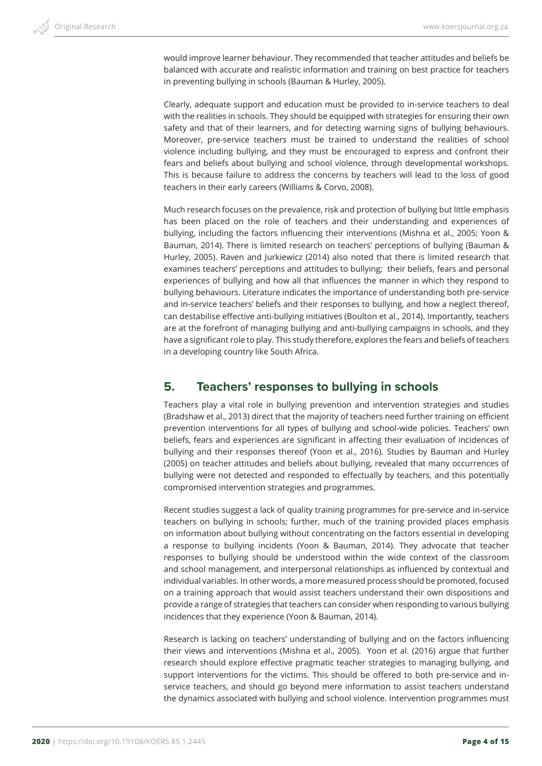would improve learner behaviour. They recommended that teacher attitudes and beliefs be balanced with accurate and realistic information and training on best practice for teachers in preventing bullying in schools (Bauman & Hurley, 2005).

Clearly, adequate support and education must be provided to in-service teachers to deal with the realities in schools. They should be equipped with strategies for ensuring their own safety and that of their learners, and for detecting warning signs of bullying behaviours. Moreover, pre-service teachers must be trained to understand the realities of school violence including bullying, and they must be encouraged to express and confront their fears and beliefs about bullying and school violence, through developmental workshops. This is because failure to address the concerns by teachers will lead to the loss of good teachers in their early careers (Williams & Corvo, 2008).

Much research focuses on the prevalence, risk and protection of bullying but little emphasis has been placed on the role of teachers and their understanding and experiences of bullying, including the factors influencing their interventions (Mishna et al., 2005; Yoon & Bauman, 2014). There is limited research on teachers' perceptions of bullying (Bauman & Hurley, 2005). Raven and Jurkiewicz (2014) also noted that there is limited research that examines teachers' perceptions and attitudes to bullying; their beliefs, fears and personal experiences of bullying and how all that influences the manner in which they respond to bullying behaviours. Literature indicates the importance of understanding both pre-service and in-service teachers' beliefs and their responses to bullying, and how a neglect thereof, can destabilise effective anti-bullying initiatives (Boulton et al., 2014). Importantly, teachers are at the forefront of managing bullying and anti-bullying campaigns in schools, and they have a significant role to play. This study therefore, explores the fears and beliefs of teachers in a developing country like South Africa.

## 5. Teachers' responses to bullying in schools

Teachers play a vital role in bullying prevention and intervention strategies and studies (Bradshaw et al., 2013) direct that the majority of teachers need further training on efficient prevention interventions for all types of bullying and school-wide policies. Teachers' own beliefs, fears and experiences are significant in affecting their evaluation of incidences of bullying and their responses thereof (Yoon et al., 2016). Studies by Bauman and Hurley (2005) on teacher attitudes and beliefs about bullying, revealed that many occurrences of bullying were not detected and responded to effectually by teachers, and this potentially compromised intervention strategies and programmes.

Recent studies suggest a lack of quality training programmes for pre-service and in-service teachers on bullying in schools; further, much of the training provided places emphasis on information about bullying without concentrating on the factors essential in developing a response to bullying incidents (Yoon & Bauman, 2014). They advocate that teacher responses to bullying should be understood within the wide context of the classroom and school management, and interpersonal relationships as influenced by contextual and individual variables. In other words, a more measured process should be promoted, focused on a training approach that would assist teachers understand their own dispositions and provide a range of strategies that teachers can consider when responding to various bullying incidences that they experience (Yoon & Bauman, 2014).

Research is lacking on teachers' understanding of bullying and on the factors influencing their views and interventions (Mishna et al., 2005). Yoon et al. (2016) argue that further research should explore effective pragmatic teacher strategies to managing bullying, and support interventions for the victims. This should be offered to both pre-service and in-service teachers, and should go beyond mere information to assist teachers understand the dynamics associated with bullying and school violence. Intervention programmes must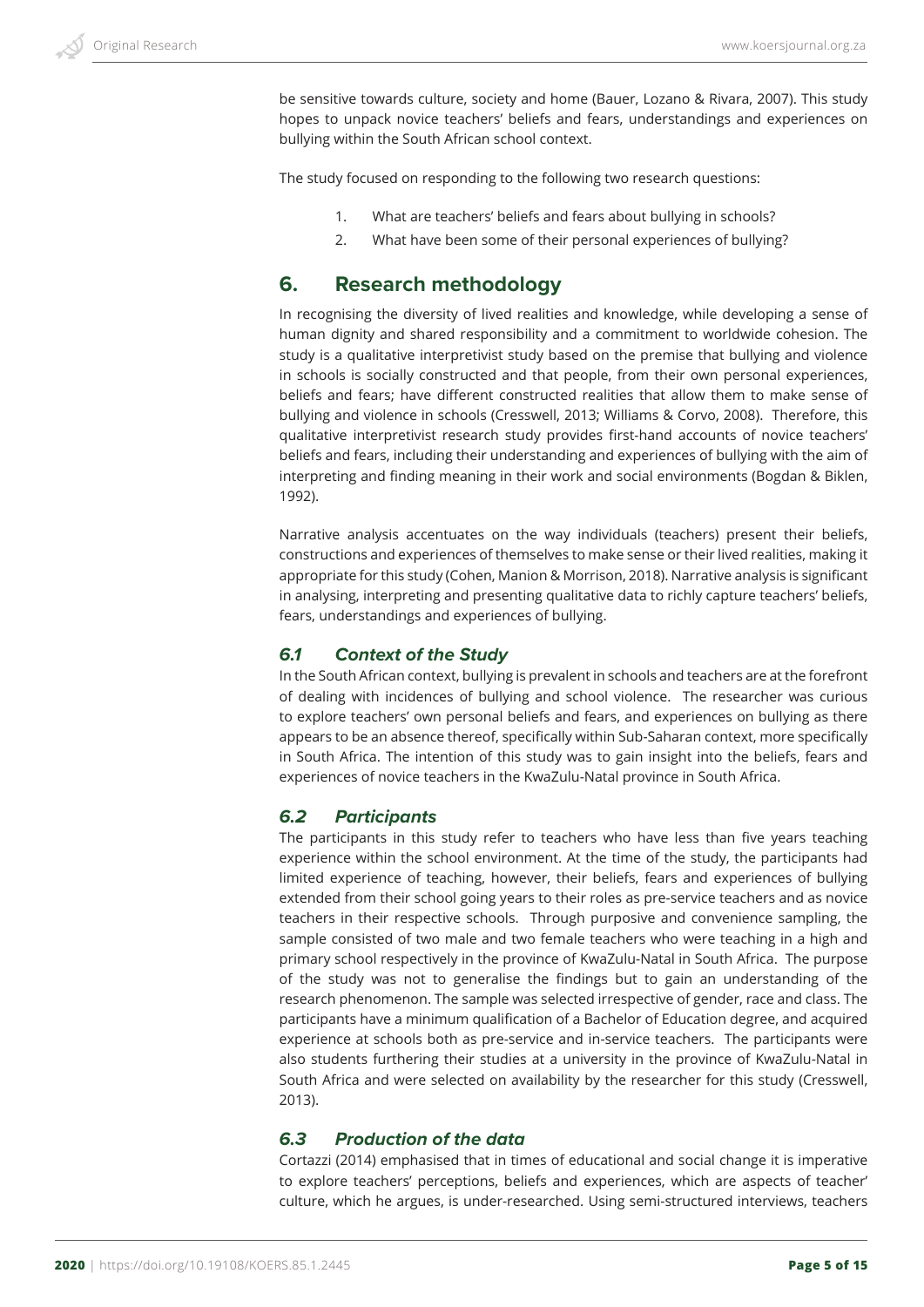be sensitive towards culture, society and home (Bauer, Lozano & Rivara, 2007). This study hopes to unpack novice teachers' beliefs and fears, understandings and experiences on bullying within the South African school context.

The study focused on responding to the following two research questions:

1. What are teachers' beliefs and fears about bullying in schools?
2. What have been some of their personal experiences of bullying?

## 6. Research methodology

In recognising the diversity of lived realities and knowledge, while developing a sense of human dignity and shared responsibility and a commitment to worldwide cohesion. The study is a qualitative interpretivist study based on the premise that bullying and violence in schools is socially constructed and that people, from their own personal experiences, beliefs and fears; have different constructed realities that allow them to make sense of bullying and violence in schools (Cresswell, 2013; Williams & Corvo, 2008). Therefore, this qualitative interpretivist research study provides first-hand accounts of novice teachers' beliefs and fears, including their understanding and experiences of bullying with the aim of interpreting and finding meaning in their work and social environments (Bogdan & Biklen, 1992).

Narrative analysis accentuates on the way individuals (teachers) present their beliefs, constructions and experiences of themselves to make sense or their lived realities, making it appropriate for this study (Cohen, Manion & Morrison, 2018). Narrative analysis is significant in analysing, interpreting and presenting qualitative data to richly capture teachers' beliefs, fears, understandings and experiences of bullying.

### *6.1 Context of the Study*

In the South African context, bullying is prevalent in schools and teachers are at the forefront of dealing with incidences of bullying and school violence. The researcher was curious to explore teachers' own personal beliefs and fears, and experiences on bullying as there appears to be an absence thereof, specifically within Sub-Saharan context, more specifically in South Africa. The intention of this study was to gain insight into the beliefs, fears and experiences of novice teachers in the KwaZulu-Natal province in South Africa.

### *6.2 Participants*

The participants in this study refer to teachers who have less than five years teaching experience within the school environment. At the time of the study, the participants had limited experience of teaching, however, their beliefs, fears and experiences of bullying extended from their school going years to their roles as pre-service teachers and as novice teachers in their respective schools. Through purposive and convenience sampling, the sample consisted of two male and two female teachers who were teaching in a high and primary school respectively in the province of KwaZulu-Natal in South Africa. The purpose of the study was not to generalise the findings but to gain an understanding of the research phenomenon. The sample was selected irrespective of gender, race and class. The participants have a minimum qualification of a Bachelor of Education degree, and acquired experience at schools both as pre-service and in-service teachers. The participants were also students furthering their studies at a university in the province of KwaZulu-Natal in South Africa and were selected on availability by the researcher for this study (Cresswell, 2013).

### *6.3 Production of the data*

Cortazzi (2014) emphasised that in times of educational and social change it is imperative to explore teachers' perceptions, beliefs and experiences, which are aspects of teacher' culture, which he argues, is under-researched. Using semi-structured interviews, teachers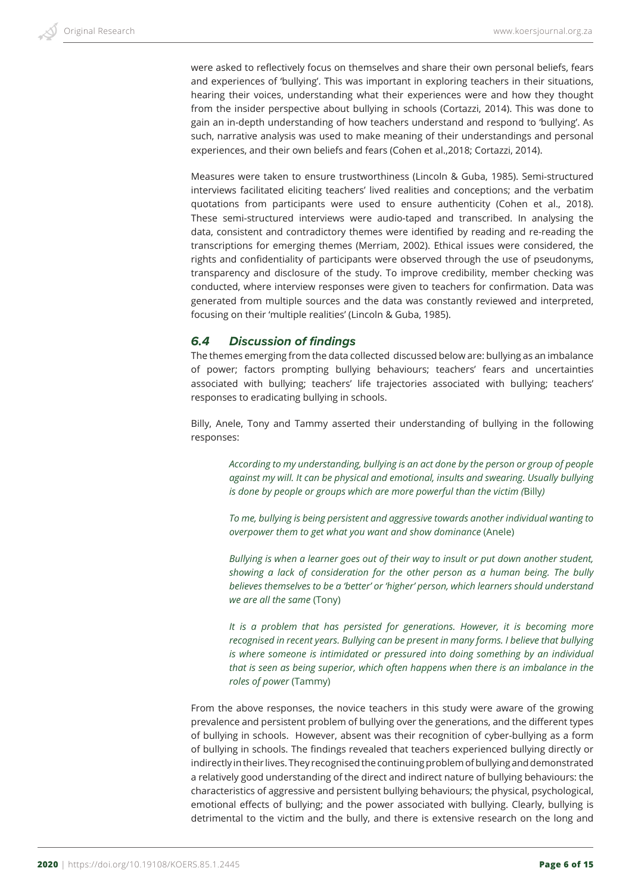were asked to reflectively focus on themselves and share their own personal beliefs, fears and experiences of 'bullying'. This was important in exploring teachers in their situations, hearing their voices, understanding what their experiences were and how they thought from the insider perspective about bullying in schools (Cortazzi, 2014). This was done to gain an in-depth understanding of how teachers understand and respond to 'bullying'. As such, narrative analysis was used to make meaning of their understandings and personal experiences, and their own beliefs and fears (Cohen et al.,2018; Cortazzi, 2014).

Measures were taken to ensure trustworthiness (Lincoln & Guba, 1985). Semi-structured interviews facilitated eliciting teachers' lived realities and conceptions; and the verbatim quotations from participants were used to ensure authenticity (Cohen et al., 2018). These semi-structured interviews were audio-taped and transcribed. In analysing the data, consistent and contradictory themes were identified by reading and re-reading the transcriptions for emerging themes (Merriam, 2002). Ethical issues were considered, the rights and confidentiality of participants were observed through the use of pseudonyms, transparency and disclosure of the study. To improve credibility, member checking was conducted, where interview responses were given to teachers for confirmation. Data was generated from multiple sources and the data was constantly reviewed and interpreted, focusing on their 'multiple realities' (Lincoln & Guba, 1985).

### 6.4 Discussion of findings

The themes emerging from the data collected discussed below are: bullying as an imbalance of power; factors prompting bullying behaviours; teachers' fears and uncertainties associated with bullying; teachers' life trajectories associated with bullying; teachers' responses to eradicating bullying in schools.

Billy, Anele, Tony and Tammy asserted their understanding of bullying in the following responses:

> *According to my understanding, bullying is an act done by the person or group of people against my will. It can be physical and emotional, insults and swearing. Usually bullying is done by people or groups which are more powerful than the victim (*Billy*)*

> *To me, bullying is being persistent and aggressive towards another individual wanting to overpower them to get what you want and show dominance* (Anele)

> *Bullying is when a learner goes out of their way to insult or put down another student, showing a lack of consideration for the other person as a human being. The bully believes themselves to be a 'better' or 'higher' person, which learners should understand we are all the same* (Tony)

> *It is a problem that has persisted for generations. However, it is becoming more recognised in recent years. Bullying can be present in many forms. I believe that bullying is where someone is intimidated or pressured into doing something by an individual that is seen as being superior, which often happens when there is an imbalance in the roles of power* (Tammy)

From the above responses, the novice teachers in this study were aware of the growing prevalence and persistent problem of bullying over the generations, and the different types of bullying in schools. However, absent was their recognition of cyber-bullying as a form of bullying in schools. The findings revealed that teachers experienced bullying directly or indirectly in their lives. They recognised the continuing problem of bullying and demonstrated a relatively good understanding of the direct and indirect nature of bullying behaviours: the characteristics of aggressive and persistent bullying behaviours; the physical, psychological, emotional effects of bullying; and the power associated with bullying. Clearly, bullying is detrimental to the victim and the bully, and there is extensive research on the long and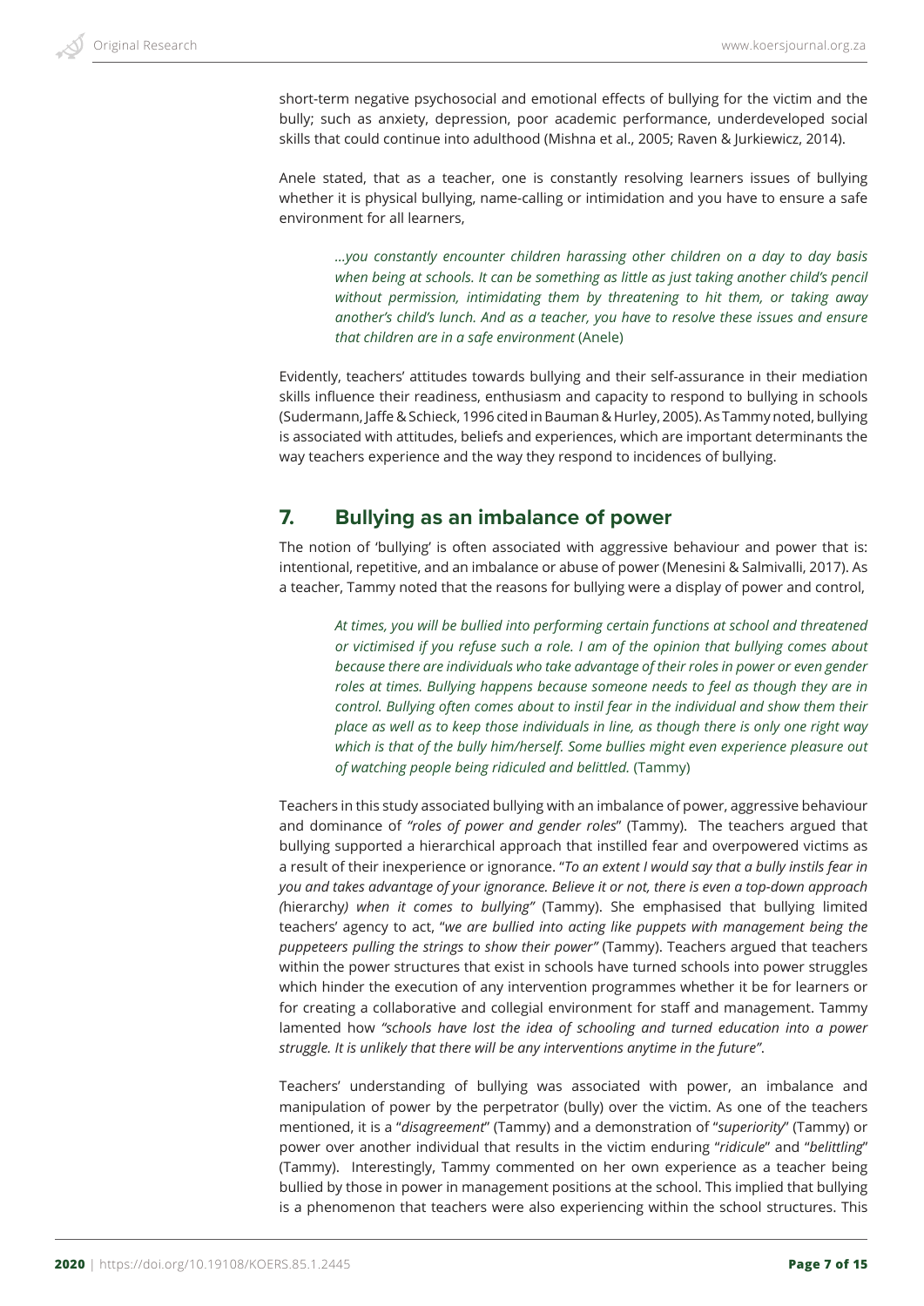short-term negative psychosocial and emotional effects of bullying for the victim and the bully; such as anxiety, depression, poor academic performance, underdeveloped social skills that could continue into adulthood (Mishna et al., 2005; Raven & Jurkiewicz, 2014).

Anele stated, that as a teacher, one is constantly resolving learners issues of bullying whether it is physical bullying, name-calling or intimidation and you have to ensure a safe environment for all learners,

> *...you constantly encounter children harassing other children on a day to day basis when being at schools. It can be something as little as just taking another child's pencil without permission, intimidating them by threatening to hit them, or taking away another's child's lunch. And as a teacher, you have to resolve these issues and ensure that children are in a safe environment* (Anele)

Evidently, teachers' attitudes towards bullying and their self-assurance in their mediation skills influence their readiness, enthusiasm and capacity to respond to bullying in schools (Sudermann, Jaffe & Schieck, 1996 cited in Bauman & Hurley, 2005). As Tammy noted, bullying is associated with attitudes, beliefs and experiences, which are important determinants the way teachers experience and the way they respond to incidences of bullying.

## 7. Bullying as an imbalance of power

The notion of 'bullying' is often associated with aggressive behaviour and power that is: intentional, repetitive, and an imbalance or abuse of power (Menesini & Salmivalli, 2017). As a teacher, Tammy noted that the reasons for bullying were a display of power and control,

> *At times, you will be bullied into performing certain functions at school and threatened or victimised if you refuse such a role. I am of the opinion that bullying comes about because there are individuals who take advantage of their roles in power or even gender roles at times. Bullying happens because someone needs to feel as though they are in control. Bullying often comes about to instil fear in the individual and show them their place as well as to keep those individuals in line, as though there is only one right way which is that of the bully him/herself. Some bullies might even experience pleasure out of watching people being ridiculed and belittled.* (Tammy)

Teachers in this study associated bullying with an imbalance of power, aggressive behaviour and dominance of *"roles of power and gender roles*" (Tammy). The teachers argued that bullying supported a hierarchical approach that instilled fear and overpowered victims as a result of their inexperience or ignorance. "*To an extent I would say that a bully instils fear in you and takes advantage of your ignorance. Believe it or not, there is even a top-down approach (*hierarchy*) when it comes to bullying"* (Tammy). She emphasised that bullying limited teachers' agency to act, "*we are bullied into acting like puppets with management being the puppeteers pulling the strings to show their power"* (Tammy). Teachers argued that teachers within the power structures that exist in schools have turned schools into power struggles which hinder the execution of any intervention programmes whether it be for learners or for creating a collaborative and collegial environment for staff and management. Tammy lamented how *"schools have lost the idea of schooling and turned education into a power struggle. It is unlikely that there will be any interventions anytime in the future"*.

Teachers' understanding of bullying was associated with power, an imbalance and manipulation of power by the perpetrator (bully) over the victim. As one of the teachers mentioned, it is a "*disagreement*" (Tammy) and a demonstration of "*superiority*" (Tammy) or power over another individual that results in the victim enduring "*ridicule*" and "*belittling*" (Tammy). Interestingly, Tammy commented on her own experience as a teacher being bullied by those in power in management positions at the school. This implied that bullying is a phenomenon that teachers were also experiencing within the school structures. This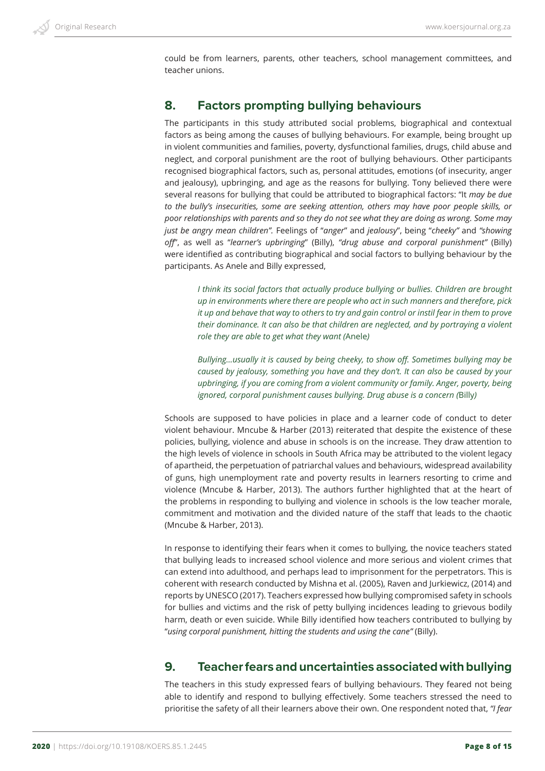could be from learners, parents, other teachers, school management committees, and teacher unions.

## 8. Factors prompting bullying behaviours

The participants in this study attributed social problems, biographical and contextual factors as being among the causes of bullying behaviours. For example, being brought up in violent communities and families, poverty, dysfunctional families, drugs, child abuse and neglect, and corporal punishment are the root of bullying behaviours. Other participants recognised biographical factors, such as, personal attitudes, emotions (of insecurity, anger and jealousy), upbringing, and age as the reasons for bullying. Tony believed there were several reasons for bullying that could be attributed to biographical factors: "It *may be due to the bully's insecurities, some are seeking attention, others may have poor people skills, or poor relationships with parents and so they do not see what they are doing as wrong. Some may just be angry mean children".* Feelings of "*anger*" and *jealousy*", being "*cheeky"* and *"showing off*", as well as "*learner's upbringing*" (Billy), *"drug abuse and corporal punishment"* (Billy) were identified as contributing biographical and social factors to bullying behaviour by the participants. As Anele and Billy expressed,

> *I think its social factors that actually produce bullying or bullies. Children are brought up in environments where there are people who act in such manners and therefore, pick it up and behave that way to others to try and gain control or instil fear in them to prove their dominance. It can also be that children are neglected, and by portraying a violent role they are able to get what they want (*Anele*)*

> *Bullying…usually it is caused by being cheeky, to show off. Sometimes bullying may be caused by jealousy, something you have and they don't. It can also be caused by your upbringing, if you are coming from a violent community or family. Anger, poverty, being ignored, corporal punishment causes bullying. Drug abuse is a concern (*Billy*)*

Schools are supposed to have policies in place and a learner code of conduct to deter violent behaviour. Mncube & Harber (2013) reiterated that despite the existence of these policies, bullying, violence and abuse in schools is on the increase. They draw attention to the high levels of violence in schools in South Africa may be attributed to the violent legacy of apartheid, the perpetuation of patriarchal values and behaviours, widespread availability of guns, high unemployment rate and poverty results in learners resorting to crime and violence (Mncube & Harber, 2013). The authors further highlighted that at the heart of the problems in responding to bullying and violence in schools is the low teacher morale, commitment and motivation and the divided nature of the staff that leads to the chaotic (Mncube & Harber, 2013).

In response to identifying their fears when it comes to bullying, the novice teachers stated that bullying leads to increased school violence and more serious and violent crimes that can extend into adulthood, and perhaps lead to imprisonment for the perpetrators. This is coherent with research conducted by Mishna et al. (2005), Raven and Jurkiewicz, (2014) and reports by UNESCO (2017). Teachers expressed how bullying compromised safety in schools for bullies and victims and the risk of petty bullying incidences leading to grievous bodily harm, death or even suicide. While Billy identified how teachers contributed to bullying by "*using corporal punishment, hitting the students and using the cane"* (Billy).

## 9. Teacher fears and uncertainties associated with bullying

The teachers in this study expressed fears of bullying behaviours. They feared not being able to identify and respond to bullying effectively. Some teachers stressed the need to prioritise the safety of all their learners above their own. One respondent noted that, *"I fear*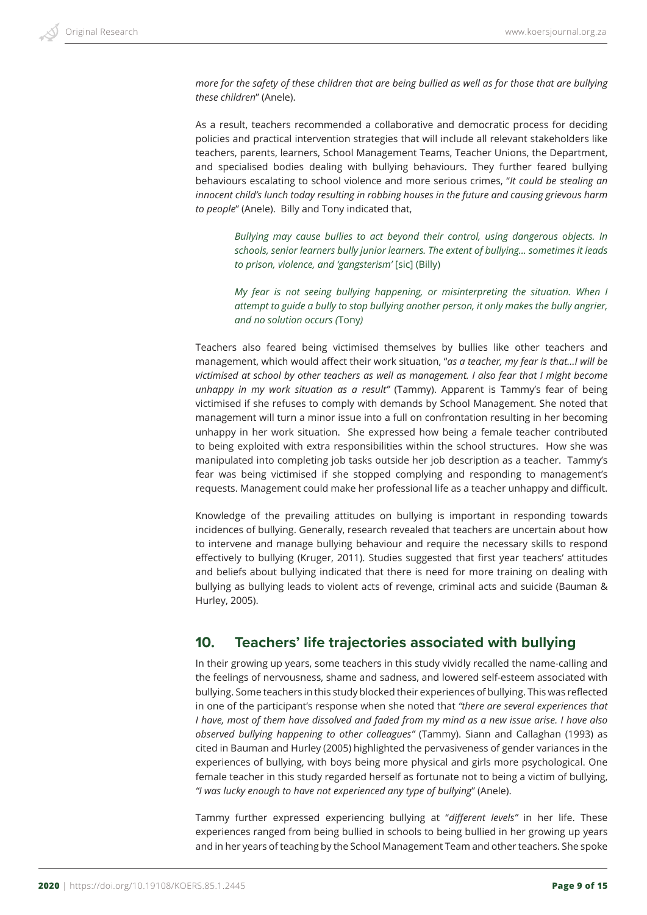*more for the safety of these children that are being bullied as well as for those that are bullying these children*" (Anele).

As a result, teachers recommended a collaborative and democratic process for deciding policies and practical intervention strategies that will include all relevant stakeholders like teachers, parents, learners, School Management Teams, Teacher Unions, the Department, and specialised bodies dealing with bullying behaviours. They further feared bullying behaviours escalating to school violence and more serious crimes, "*It could be stealing an innocent child's lunch today resulting in robbing houses in the future and causing grievous harm to people*" (Anele). Billy and Tony indicated that,

> *Bullying may cause bullies to act beyond their control, using dangerous objects. In schools, senior learners bully junior learners. The extent of bullying... sometimes it leads to prison, violence, and 'gangsterism'* [sic] (Billy)

> *My fear is not seeing bullying happening, or misinterpreting the situation. When I attempt to guide a bully to stop bullying another person, it only makes the bully angrier, and no solution occurs (*Tony*)*

Teachers also feared being victimised themselves by bullies like other teachers and management, which would affect their work situation, "*as a teacher, my fear is that…I will be victimised at school by other teachers as well as management. I also fear that I might become unhappy in my work situation as a result"* (Tammy). Apparent is Tammy's fear of being victimised if she refuses to comply with demands by School Management. She noted that management will turn a minor issue into a full on confrontation resulting in her becoming unhappy in her work situation. She expressed how being a female teacher contributed to being exploited with extra responsibilities within the school structures. How she was manipulated into completing job tasks outside her job description as a teacher. Tammy's fear was being victimised if she stopped complying and responding to management's requests. Management could make her professional life as a teacher unhappy and difficult.

Knowledge of the prevailing attitudes on bullying is important in responding towards incidences of bullying. Generally, research revealed that teachers are uncertain about how to intervene and manage bullying behaviour and require the necessary skills to respond effectively to bullying (Kruger, 2011). Studies suggested that first year teachers' attitudes and beliefs about bullying indicated that there is need for more training on dealing with bullying as bullying leads to violent acts of revenge, criminal acts and suicide (Bauman & Hurley, 2005).

## 10. Teachers' life trajectories associated with bullying

In their growing up years, some teachers in this study vividly recalled the name-calling and the feelings of nervousness, shame and sadness, and lowered self-esteem associated with bullying. Some teachers in this study blocked their experiences of bullying. This was reflected in one of the participant's response when she noted that *"there are several experiences that I have, most of them have dissolved and faded from my mind as a new issue arise. I have also observed bullying happening to other colleagues"* (Tammy). Siann and Callaghan (1993) as cited in Bauman and Hurley (2005) highlighted the pervasiveness of gender variances in the experiences of bullying, with boys being more physical and girls more psychological. One female teacher in this study regarded herself as fortunate not to being a victim of bullying, "*I was lucky enough to have not experienced any type of bullying*" (Anele).

Tammy further expressed experiencing bullying at "*different levels"* in her life. These experiences ranged from being bullied in schools to being bullied in her growing up years and in her years of teaching by the School Management Team and other teachers. She spoke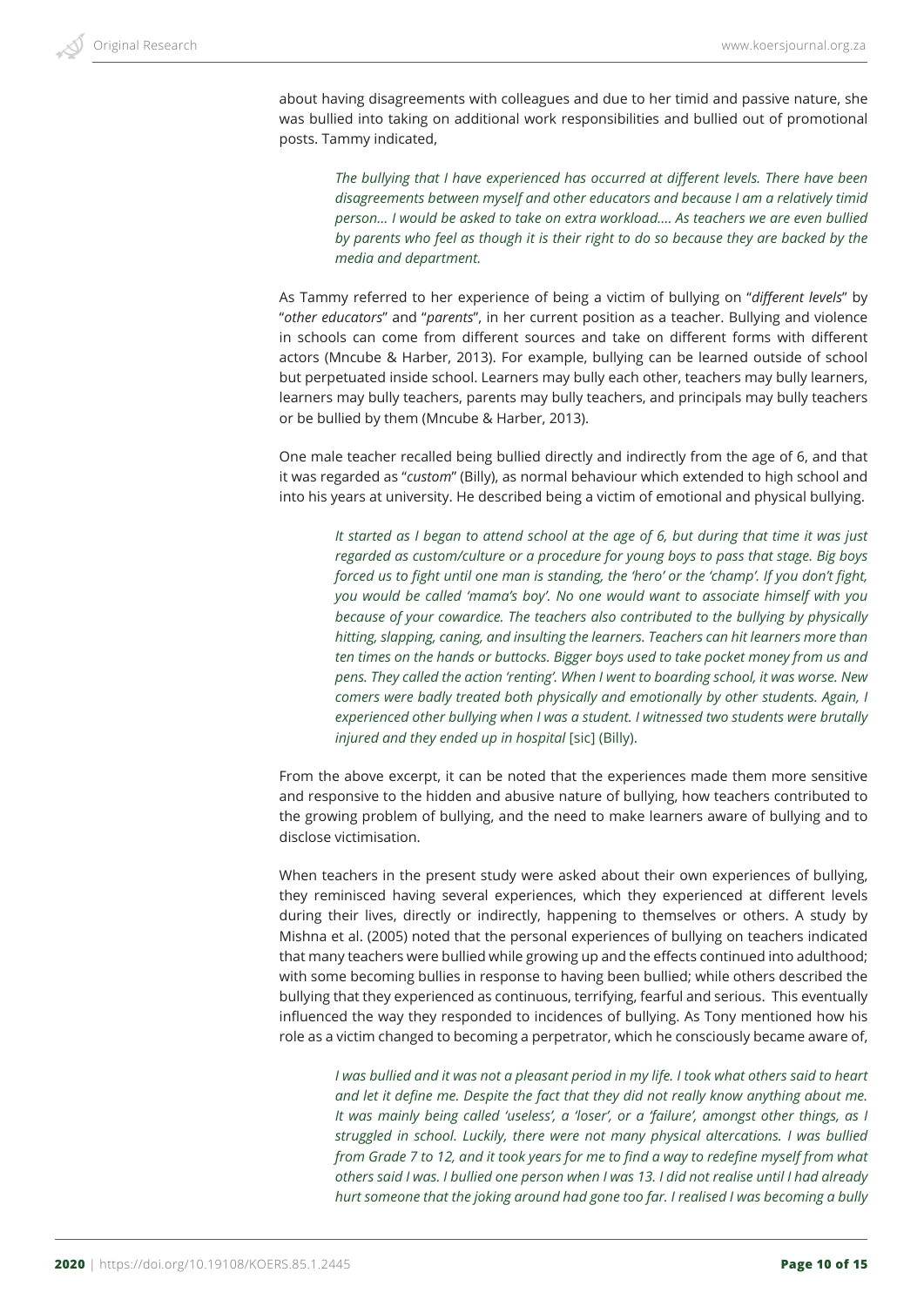about having disagreements with colleagues and due to her timid and passive nature, she was bullied into taking on additional work responsibilities and bullied out of promotional posts. Tammy indicated,

> *The bullying that I have experienced has occurred at different levels. There have been disagreements between myself and other educators and because I am a relatively timid person… I would be asked to take on extra workload…. As teachers we are even bullied by parents who feel as though it is their right to do so because they are backed by the media and department.*

As Tammy referred to her experience of being a victim of bullying on "*different levels*" by "*other educators*" and "*parents*", in her current position as a teacher. Bullying and violence in schools can come from different sources and take on different forms with different actors (Mncube & Harber, 2013). For example, bullying can be learned outside of school but perpetuated inside school. Learners may bully each other, teachers may bully learners, learners may bully teachers, parents may bully teachers, and principals may bully teachers or be bullied by them (Mncube & Harber, 2013).

One male teacher recalled being bullied directly and indirectly from the age of 6, and that it was regarded as "*custom*" (Billy), as normal behaviour which extended to high school and into his years at university. He described being a victim of emotional and physical bullying.

> *It started as I began to attend school at the age of 6, but during that time it was just regarded as custom/culture or a procedure for young boys to pass that stage. Big boys forced us to fight until one man is standing, the 'hero' or the 'champ'. If you don't fight, you would be called 'mama's boy'. No one would want to associate himself with you because of your cowardice. The teachers also contributed to the bullying by physically hitting, slapping, caning, and insulting the learners. Teachers can hit learners more than ten times on the hands or buttocks. Bigger boys used to take pocket money from us and pens. They called the action 'renting'. When I went to boarding school, it was worse. New comers were badly treated both physically and emotionally by other students. Again, I experienced other bullying when I was a student. I witnessed two students were brutally injured and they ended up in hospital* [sic] (Billy).

From the above excerpt, it can be noted that the experiences made them more sensitive and responsive to the hidden and abusive nature of bullying, how teachers contributed to the growing problem of bullying, and the need to make learners aware of bullying and to disclose victimisation.

When teachers in the present study were asked about their own experiences of bullying, they reminisced having several experiences, which they experienced at different levels during their lives, directly or indirectly, happening to themselves or others. A study by Mishna et al. (2005) noted that the personal experiences of bullying on teachers indicated that many teachers were bullied while growing up and the effects continued into adulthood; with some becoming bullies in response to having been bullied; while others described the bullying that they experienced as continuous, terrifying, fearful and serious. This eventually influenced the way they responded to incidences of bullying. As Tony mentioned how his role as a victim changed to becoming a perpetrator, which he consciously became aware of,

> *I was bullied and it was not a pleasant period in my life. I took what others said to heart and let it define me. Despite the fact that they did not really know anything about me. It was mainly being called 'useless', a 'loser', or a 'failure', amongst other things, as I struggled in school. Luckily, there were not many physical altercations. I was bullied from Grade 7 to 12, and it took years for me to find a way to redefine myself from what others said I was. I bullied one person when I was 13. I did not realise until I had already hurt someone that the joking around had gone too far. I realised I was becoming a bully*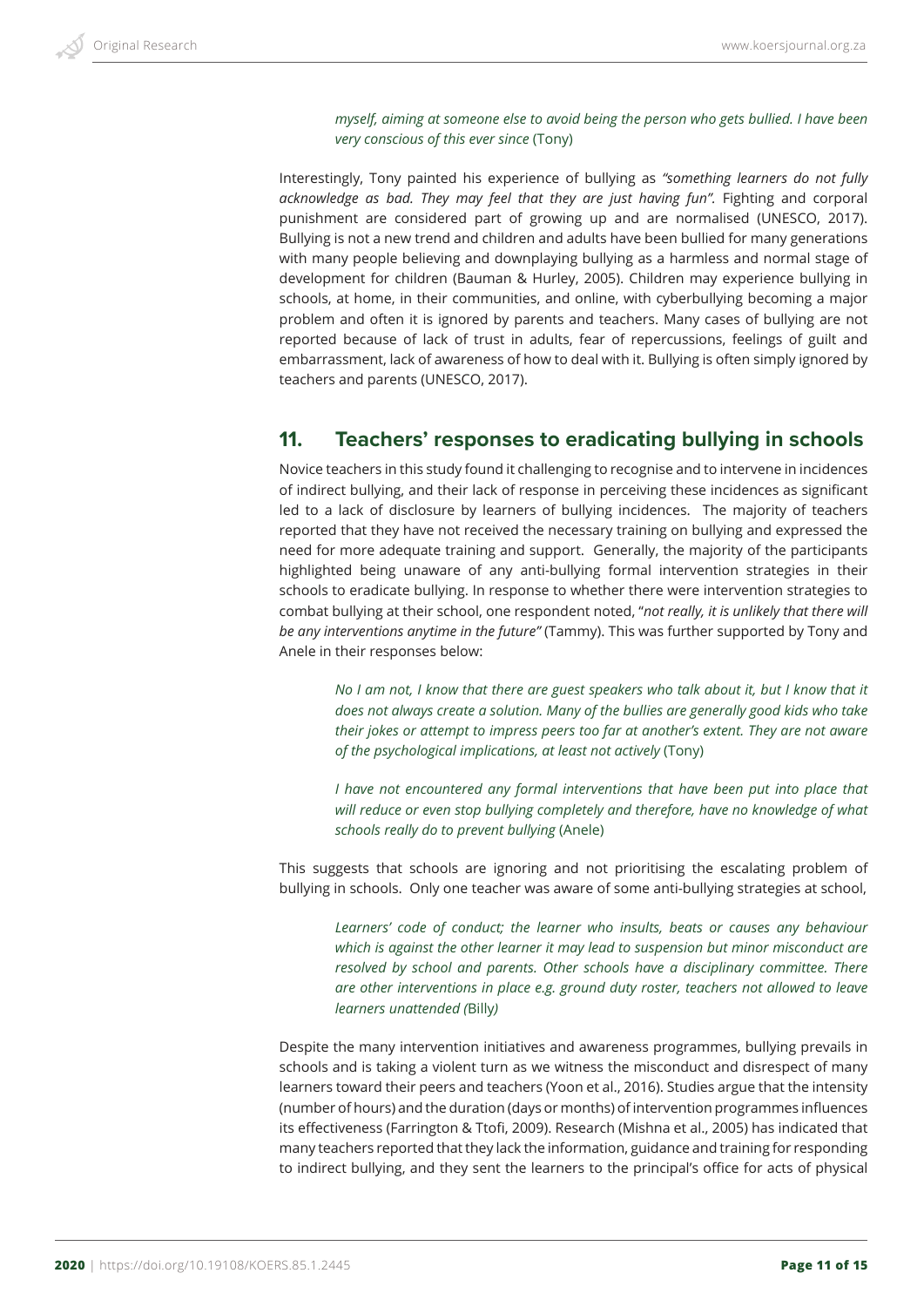> *myself, aiming at someone else to avoid being the person who gets bullied. I have been very conscious of this ever since* (Tony)

Interestingly, Tony painted his experience of bullying as *"something learners do not fully acknowledge as bad. They may feel that they are just having fun".* Fighting and corporal punishment are considered part of growing up and are normalised (UNESCO, 2017). Bullying is not a new trend and children and adults have been bullied for many generations with many people believing and downplaying bullying as a harmless and normal stage of development for children (Bauman & Hurley, 2005). Children may experience bullying in schools, at home, in their communities, and online, with cyberbullying becoming a major problem and often it is ignored by parents and teachers. Many cases of bullying are not reported because of lack of trust in adults, fear of repercussions, feelings of guilt and embarrassment, lack of awareness of how to deal with it. Bullying is often simply ignored by teachers and parents (UNESCO, 2017).

## 11. Teachers' responses to eradicating bullying in schools

Novice teachers in this study found it challenging to recognise and to intervene in incidences of indirect bullying, and their lack of response in perceiving these incidences as significant led to a lack of disclosure by learners of bullying incidences. The majority of teachers reported that they have not received the necessary training on bullying and expressed the need for more adequate training and support. Generally, the majority of the participants highlighted being unaware of any anti-bullying formal intervention strategies in their schools to eradicate bullying. In response to whether there were intervention strategies to combat bullying at their school, one respondent noted, "*not really, it is unlikely that there will be any interventions anytime in the future"* (Tammy). This was further supported by Tony and Anele in their responses below:

> *No I am not, I know that there are guest speakers who talk about it, but I know that it does not always create a solution. Many of the bullies are generally good kids who take their jokes or attempt to impress peers too far at another's extent. They are not aware of the psychological implications, at least not actively* (Tony)

> *I have not encountered any formal interventions that have been put into place that will reduce or even stop bullying completely and therefore, have no knowledge of what schools really do to prevent bullying* (Anele)

This suggests that schools are ignoring and not prioritising the escalating problem of bullying in schools. Only one teacher was aware of some anti-bullying strategies at school,

> *Learners' code of conduct; the learner who insults, beats or causes any behaviour which is against the other learner it may lead to suspension but minor misconduct are resolved by school and parents. Other schools have a disciplinary committee. There are other interventions in place e.g. ground duty roster, teachers not allowed to leave learners unattended (*Billy*)*

Despite the many intervention initiatives and awareness programmes, bullying prevails in schools and is taking a violent turn as we witness the misconduct and disrespect of many learners toward their peers and teachers (Yoon et al., 2016). Studies argue that the intensity (number of hours) and the duration (days or months) of intervention programmes influences its effectiveness (Farrington & Ttofi, 2009). Research (Mishna et al., 2005) has indicated that many teachers reported that they lack the information, guidance and training for responding to indirect bullying, and they sent the learners to the principal's office for acts of physical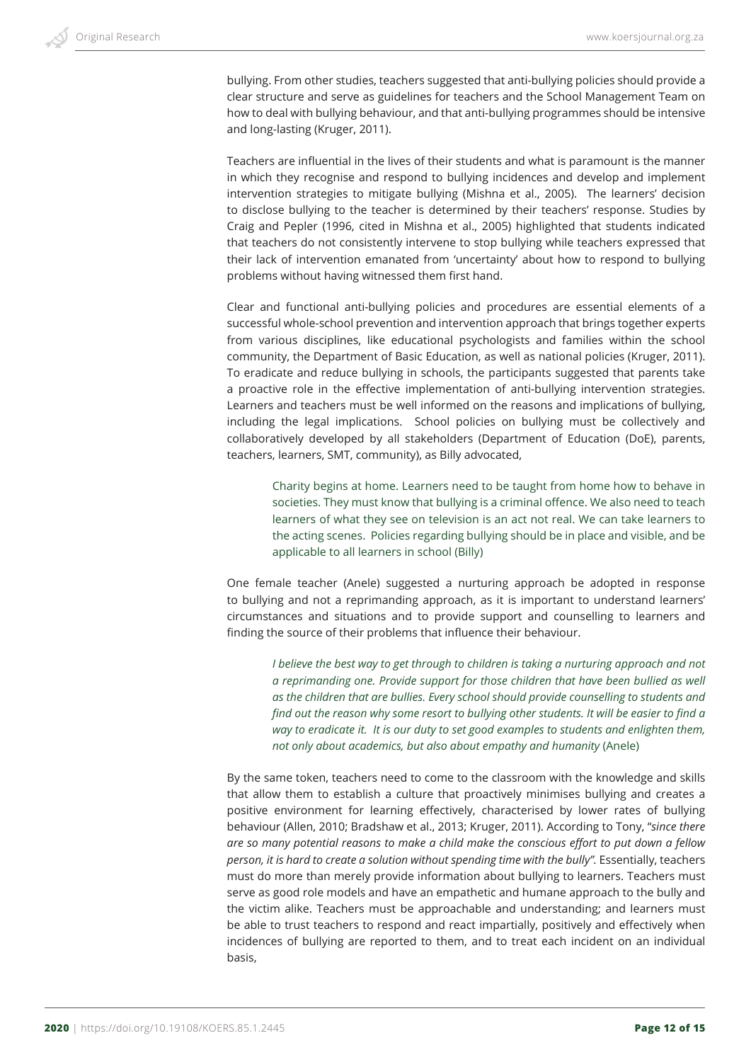bullying. From other studies, teachers suggested that anti-bullying policies should provide a clear structure and serve as guidelines for teachers and the School Management Team on how to deal with bullying behaviour, and that anti-bullying programmes should be intensive and long-lasting (Kruger, 2011).

Teachers are influential in the lives of their students and what is paramount is the manner in which they recognise and respond to bullying incidences and develop and implement intervention strategies to mitigate bullying (Mishna et al., 2005). The learners' decision to disclose bullying to the teacher is determined by their teachers' response. Studies by Craig and Pepler (1996, cited in Mishna et al., 2005) highlighted that students indicated that teachers do not consistently intervene to stop bullying while teachers expressed that their lack of intervention emanated from 'uncertainty' about how to respond to bullying problems without having witnessed them first hand.

Clear and functional anti-bullying policies and procedures are essential elements of a successful whole-school prevention and intervention approach that brings together experts from various disciplines, like educational psychologists and families within the school community, the Department of Basic Education, as well as national policies (Kruger, 2011). To eradicate and reduce bullying in schools, the participants suggested that parents take a proactive role in the effective implementation of anti-bullying intervention strategies. Learners and teachers must be well informed on the reasons and implications of bullying, including the legal implications. School policies on bullying must be collectively and collaboratively developed by all stakeholders (Department of Education (DoE), parents, teachers, learners, SMT, community), as Billy advocated,

> Charity begins at home. Learners need to be taught from home how to behave in societies. They must know that bullying is a criminal offence. We also need to teach learners of what they see on television is an act not real. We can take learners to the acting scenes. Policies regarding bullying should be in place and visible, and be applicable to all learners in school (Billy)

One female teacher (Anele) suggested a nurturing approach be adopted in response to bullying and not a reprimanding approach, as it is important to understand learners' circumstances and situations and to provide support and counselling to learners and finding the source of their problems that influence their behaviour.

> *I believe the best way to get through to children is taking a nurturing approach and not a reprimanding one. Provide support for those children that have been bullied as well as the children that are bullies. Every school should provide counselling to students and find out the reason why some resort to bullying other students. It will be easier to find a way to eradicate it. It is our duty to set good examples to students and enlighten them, not only about academics, but also about empathy and humanity* (Anele)

By the same token, teachers need to come to the classroom with the knowledge and skills that allow them to establish a culture that proactively minimises bullying and creates a positive environment for learning effectively, characterised by lower rates of bullying behaviour (Allen, 2010; Bradshaw et al., 2013; Kruger, 2011). According to Tony, "*since there are so many potential reasons to make a child make the conscious effort to put down a fellow person, it is hard to create a solution without spending time with the bully*". Essentially, teachers must do more than merely provide information about bullying to learners. Teachers must serve as good role models and have an empathetic and humane approach to the bully and the victim alike. Teachers must be approachable and understanding; and learners must be able to trust teachers to respond and react impartially, positively and effectively when incidences of bullying are reported to them, and to treat each incident on an individual basis,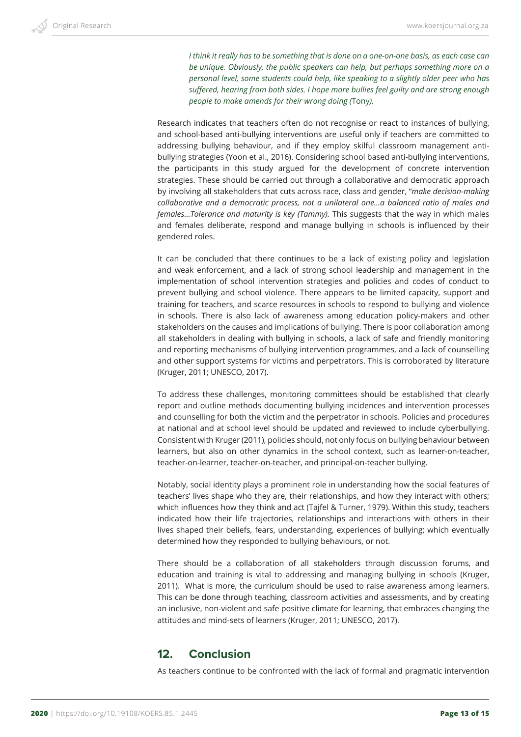> *I think it really has to be something that is done on a one-on-one basis, as each case can be unique. Obviously, the public speakers can help, but perhaps something more on a personal level, some students could help, like speaking to a slightly older peer who has suffered, hearing from both sides. I hope more bullies feel guilty and are strong enough people to make amends for their wrong doing (*Tony*).*

Research indicates that teachers often do not recognise or react to instances of bullying, and school-based anti-bullying interventions are useful only if teachers are committed to addressing bullying behaviour, and if they employ skilful classroom management anti-bullying strategies (Yoon et al., 2016). Considering school based anti-bullying interventions, the participants in this study argued for the development of concrete intervention strategies. These should be carried out through a collaborative and democratic approach by involving all stakeholders that cuts across race, class and gender, "*make decision-making collaborative and a democratic process, not a unilateral one…a balanced ratio of males and females…Tolerance and maturity is key (Tammy).* This suggests that the way in which males and females deliberate, respond and manage bullying in schools is influenced by their gendered roles.

It can be concluded that there continues to be a lack of existing policy and legislation and weak enforcement, and a lack of strong school leadership and management in the implementation of school intervention strategies and policies and codes of conduct to prevent bullying and school violence. There appears to be limited capacity, support and training for teachers, and scarce resources in schools to respond to bullying and violence in schools. There is also lack of awareness among education policy-makers and other stakeholders on the causes and implications of bullying. There is poor collaboration among all stakeholders in dealing with bullying in schools, a lack of safe and friendly monitoring and reporting mechanisms of bullying intervention programmes, and a lack of counselling and other support systems for victims and perpetrators. This is corroborated by literature (Kruger, 2011; UNESCO, 2017).

To address these challenges, monitoring committees should be established that clearly report and outline methods documenting bullying incidences and intervention processes and counselling for both the victim and the perpetrator in schools. Policies and procedures at national and at school level should be updated and reviewed to include cyberbullying. Consistent with Kruger (2011), policies should, not only focus on bullying behaviour between learners, but also on other dynamics in the school context, such as learner-on-teacher, teacher-on-learner, teacher-on-teacher, and principal-on-teacher bullying.

Notably, social identity plays a prominent role in understanding how the social features of teachers' lives shape who they are, their relationships, and how they interact with others; which influences how they think and act (Tajfel & Turner, 1979). Within this study, teachers indicated how their life trajectories, relationships and interactions with others in their lives shaped their beliefs, fears, understanding, experiences of bullying; which eventually determined how they responded to bullying behaviours, or not.

There should be a collaboration of all stakeholders through discussion forums, and education and training is vital to addressing and managing bullying in schools (Kruger, 2011). What is more, the curriculum should be used to raise awareness among learners. This can be done through teaching, classroom activities and assessments, and by creating an inclusive, non-violent and safe positive climate for learning, that embraces changing the attitudes and mind-sets of learners (Kruger, 2011; UNESCO, 2017).

## 12. Conclusion

As teachers continue to be confronted with the lack of formal and pragmatic intervention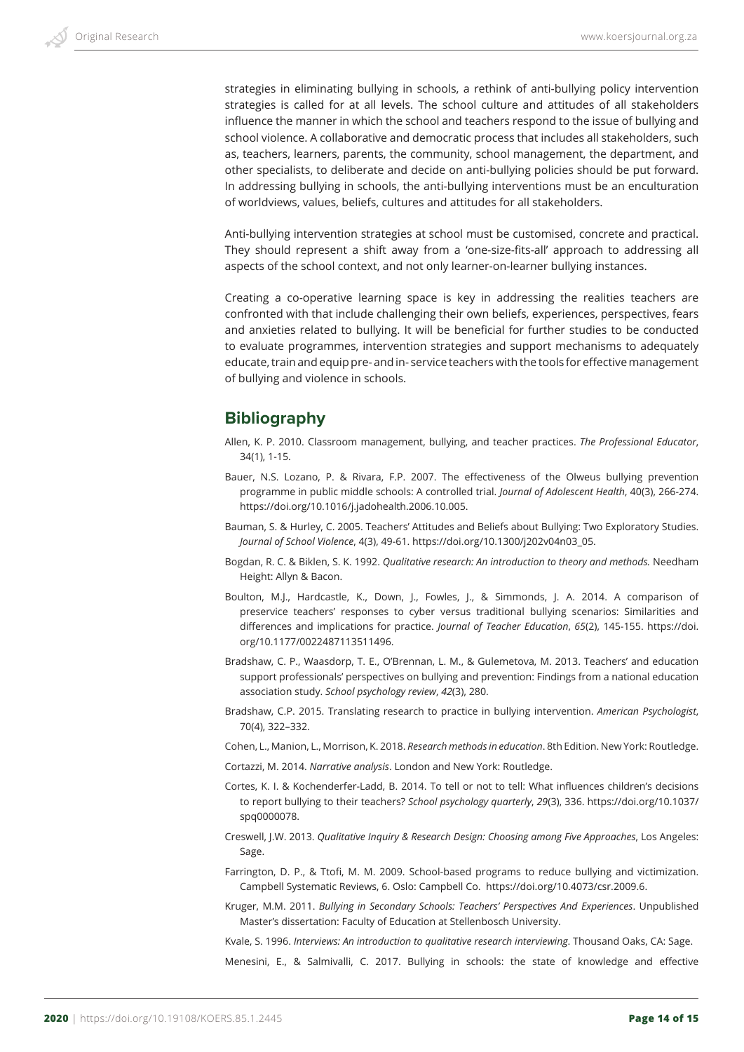strategies in eliminating bullying in schools, a rethink of anti-bullying policy intervention strategies is called for at all levels. The school culture and attitudes of all stakeholders influence the manner in which the school and teachers respond to the issue of bullying and school violence. A collaborative and democratic process that includes all stakeholders, such as, teachers, learners, parents, the community, school management, the department, and other specialists, to deliberate and decide on anti-bullying policies should be put forward. In addressing bullying in schools, the anti-bullying interventions must be an enculturation of worldviews, values, beliefs, cultures and attitudes for all stakeholders.

Anti-bullying intervention strategies at school must be customised, concrete and practical. They should represent a shift away from a 'one-size-fits-all' approach to addressing all aspects of the school context, and not only learner-on-learner bullying instances.

Creating a co-operative learning space is key in addressing the realities teachers are confronted with that include challenging their own beliefs, experiences, perspectives, fears and anxieties related to bullying. It will be beneficial for further studies to be conducted to evaluate programmes, intervention strategies and support mechanisms to adequately educate, train and equip pre- and in- service teachers with the tools for effective management of bullying and violence in schools.

## Bibliography

Allen, K. P. 2010. Classroom management, bullying, and teacher practices. *The Professional Educator*, 34(1), 1-15.

Bauer, N.S. Lozano, P. & Rivara, F.P. 2007. The effectiveness of the Olweus bullying prevention programme in public middle schools: A controlled trial. *Journal of Adolescent Health*, 40(3), 266-274. https://doi.org/10.1016/j.jadohealth.2006.10.005.

Bauman, S. & Hurley, C. 2005. Teachers' Attitudes and Beliefs about Bullying: Two Exploratory Studies. *Journal of School Violence*, 4(3), 49-61. https://doi.org/10.1300/j202v04n03_05.

Bogdan, R. C. & Biklen, S. K. 1992. *Qualitative research: An introduction to theory and methods.* Needham Height: Allyn & Bacon.

Boulton, M.J., Hardcastle, K., Down, J., Fowles, J., & Simmonds, J. A. 2014. A comparison of preservice teachers' responses to cyber versus traditional bullying scenarios: Similarities and differences and implications for practice. *Journal of Teacher Education*, *65*(2), 145-155. https://doi.org/10.1177/0022487113511496.

Bradshaw, C. P., Waasdorp, T. E., O'Brennan, L. M., & Gulemetova, M. 2013. Teachers' and education support professionals' perspectives on bullying and prevention: Findings from a national education association study. *School psychology review*, *42*(3), 280.

Bradshaw, C.P. 2015. Translating research to practice in bullying intervention. *American Psychologist*, 70(4), 322–332.

Cohen, L., Manion, L., Morrison, K. 2018. *Research methods in education*. 8th Edition. New York: Routledge.

Cortazzi, M. 2014. *Narrative analysis*. London and New York: Routledge.

Cortes, K. I. & Kochenderfer-Ladd, B. 2014. To tell or not to tell: What influences children's decisions to report bullying to their teachers? *School psychology quarterly*, *29*(3), 336. https://doi.org/10.1037/spq0000078.

Creswell, J.W. 2013. *Qualitative Inquiry & Research Design: Choosing among Five Approaches*, Los Angeles: Sage.

Farrington, D. P., & Ttofi, M. M. 2009. School-based programs to reduce bullying and victimization. Campbell Systematic Reviews, 6. Oslo: Campbell Co. https://doi.org/10.4073/csr.2009.6.

Kruger, M.M. 2011. *Bullying in Secondary Schools: Teachers' Perspectives And Experiences*. Unpublished Master's dissertation: Faculty of Education at Stellenbosch University.

Kvale, S. 1996. *Interviews: An introduction to qualitative research interviewing*. Thousand Oaks, CA: Sage.

Menesini, E., & Salmivalli, C. 2017. Bullying in schools: the state of knowledge and effective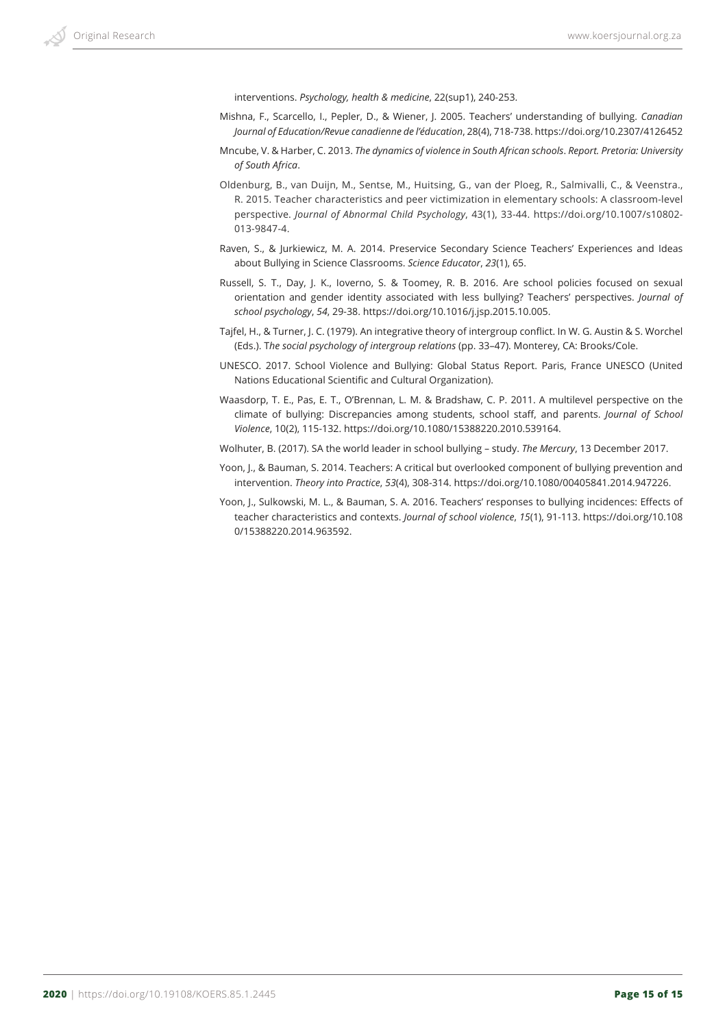interventions. *Psychology, health & medicine*, 22(sup1), 240-253.

Mishna, F., Scarcello, I., Pepler, D., & Wiener, J. 2005. Teachers' understanding of bullying. *Canadian Journal of Education/Revue canadienne de l'éducation*, 28(4), 718-738. https://doi.org/10.2307/4126452

Mncube, V. & Harber, C. 2013. *The dynamics of violence in South African schools*. *Report. Pretoria: University of South Africa*.

Oldenburg, B., van Duijn, M., Sentse, M., Huitsing, G., van der Ploeg, R., Salmivalli, C., & Veenstra., R. 2015. Teacher characteristics and peer victimization in elementary schools: A classroom-level perspective. *Journal of Abnormal Child Psychology*, 43(1), 33-44. https://doi.org/10.1007/s10802-013-9847-4.

Raven, S., & Jurkiewicz, M. A. 2014. Preservice Secondary Science Teachers' Experiences and Ideas about Bullying in Science Classrooms. *Science Educator*, *23*(1), 65.

Russell, S. T., Day, J. K., Ioverno, S. & Toomey, R. B. 2016. Are school policies focused on sexual orientation and gender identity associated with less bullying? Teachers' perspectives. *Journal of school psychology*, *54*, 29-38. https://doi.org/10.1016/j.jsp.2015.10.005.

Tajfel, H., & Turner, J. C. (1979). An integrative theory of intergroup conflict. In W. G. Austin & S. Worchel (Eds.). T*he social psychology of intergroup relations* (pp. 33–47). Monterey, CA: Brooks/Cole.

UNESCO. 2017. School Violence and Bullying: Global Status Report. Paris, France UNESCO (United Nations Educational Scientific and Cultural Organization).

Waasdorp, T. E., Pas, E. T., O'Brennan, L. M. & Bradshaw, C. P. 2011. A multilevel perspective on the climate of bullying: Discrepancies among students, school staff, and parents. *Journal of School Violence*, 10(2), 115-132. https://doi.org/10.1080/15388220.2010.539164.

Wolhuter, B. (2017). SA the world leader in school bullying – study. *The Mercury*, 13 December 2017.

Yoon, J., & Bauman, S. 2014. Teachers: A critical but overlooked component of bullying prevention and intervention. *Theory into Practice*, *53*(4), 308-314. https://doi.org/10.1080/00405841.2014.947226.

Yoon, J., Sulkowski, M. L., & Bauman, S. A. 2016. Teachers' responses to bullying incidences: Effects of teacher characteristics and contexts. *Journal of school violence*, *15*(1), 91-113. https://doi.org/10.1080/15388220.2014.963592.